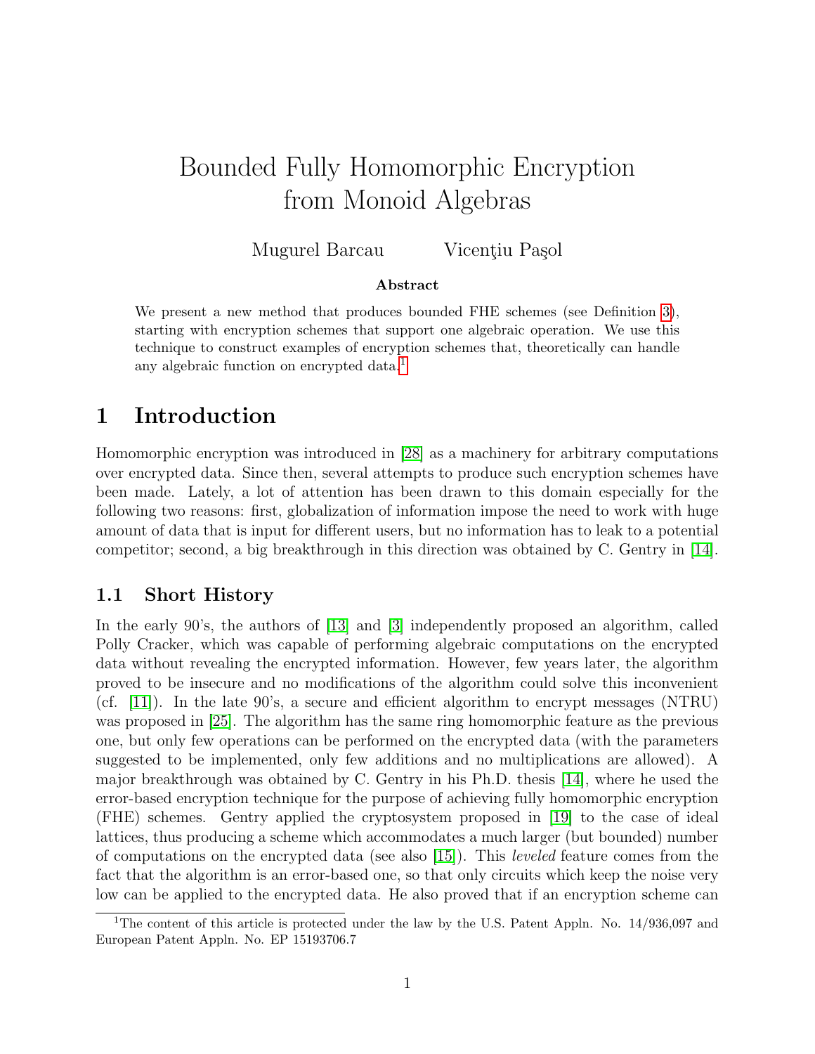# Bounded Fully Homomorphic Encryption from Monoid Algebras

Mugurel Barcau    Vicenţiu Paşol

**Abstract**

We present a new method that produces bounded FHE schemes (see Definition 3), starting with encryption schemes that support one algebraic operation. We use this technique to construct examples of encryption schemes that, theoretically can handle any algebraic function on encrypted data.[1]

## 1 Introduction

Homomorphic encryption was introduced in [28] as a machinery for arbitrary computations over encrypted data. Since then, several attempts to produce such encryption schemes have been made. Lately, a lot of attention has been drawn to this domain especially for the following two reasons: first, globalization of information impose the need to work with huge amount of data that is input for different users, but no information has to leak to a potential competitor; second, a big breakthrough in this direction was obtained by C. Gentry in [14].

### 1.1 Short History

In the early 90's, the authors of [13] and [3] independently proposed an algorithm, called Polly Cracker, which was capable of performing algebraic computations on the encrypted data without revealing the encrypted information. However, few years later, the algorithm proved to be insecure and no modifications of the algorithm could solve this inconvenient (cf. [11]). In the late 90's, a secure and efficient algorithm to encrypt messages (NTRU) was proposed in [25]. The algorithm has the same ring homomorphic feature as the previous one, but only few operations can be performed on the encrypted data (with the parameters suggested to be implemented, only few additions and no multiplications are allowed). A major breakthrough was obtained by C. Gentry in his Ph.D. thesis [14], where he used the error-based encryption technique for the purpose of achieving fully homomorphic encryption (FHE) schemes. Gentry applied the cryptosystem proposed in [19] to the case of ideal lattices, thus producing a scheme which accommodates a much larger (but bounded) number of computations on the encrypted data (see also [15]). This *leveled* feature comes from the fact that the algorithm is an error-based one, so that only circuits which keep the noise very low can be applied to the encrypted data. He also proved that if an encryption scheme can

[1] The content of this article is protected under the law by the U.S. Patent Appln. No. 14/936,097 and European Patent Appln. No. EP 15193706.7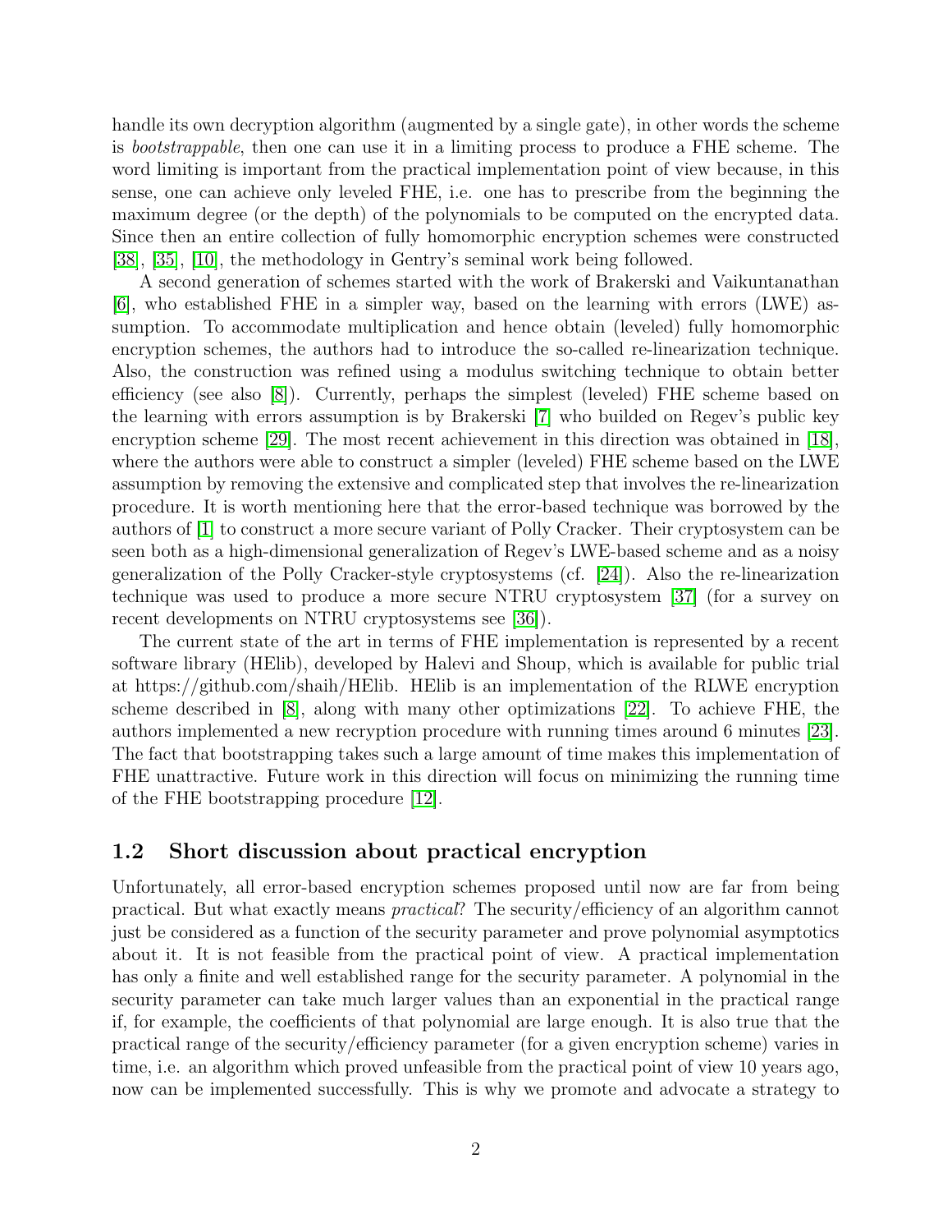handle its own decryption algorithm (augmented by a single gate), in other words the scheme is *bootstrappable*, then one can use it in a limiting process to produce a FHE scheme. The word limiting is important from the practical implementation point of view because, in this sense, one can achieve only leveled FHE, i.e. one has to prescribe from the beginning the maximum degree (or the depth) of the polynomials to be computed on the encrypted data. Since then an entire collection of fully homomorphic encryption schemes were constructed [38], [35], [10], the methodology in Gentry's seminal work being followed.

A second generation of schemes started with the work of Brakerski and Vaikuntanathan [6], who established FHE in a simpler way, based on the learning with errors (LWE) assumption. To accommodate multiplication and hence obtain (leveled) fully homomorphic encryption schemes, the authors had to introduce the so-called re-linearization technique. Also, the construction was refined using a modulus switching technique to obtain better efficiency (see also [8]). Currently, perhaps the simplest (leveled) FHE scheme based on the learning with errors assumption is by Brakerski [7] who builded on Regev's public key encryption scheme [29]. The most recent achievement in this direction was obtained in [18], where the authors were able to construct a simpler (leveled) FHE scheme based on the LWE assumption by removing the extensive and complicated step that involves the re-linearization procedure. It is worth mentioning here that the error-based technique was borrowed by the authors of [1] to construct a more secure variant of Polly Cracker. Their cryptosystem can be seen both as a high-dimensional generalization of Regev's LWE-based scheme and as a noisy generalization of the Polly Cracker-style cryptosystems (cf. [24]). Also the re-linearization technique was used to produce a more secure NTRU cryptosystem [37] (for a survey on recent developments on NTRU cryptosystems see [36]).

The current state of the art in terms of FHE implementation is represented by a recent software library (HElib), developed by Halevi and Shoup, which is available for public trial at https://github.com/shaih/HElib. HElib is an implementation of the RLWE encryption scheme described in [8], along with many other optimizations [22]. To achieve FHE, the authors implemented a new recryption procedure with running times around 6 minutes [23]. The fact that bootstrapping takes such a large amount of time makes this implementation of FHE unattractive. Future work in this direction will focus on minimizing the running time of the FHE bootstrapping procedure [12].

## 1.2 Short discussion about practical encryption

Unfortunately, all error-based encryption schemes proposed until now are far from being practical. But what exactly means *practical*? The security/efficiency of an algorithm cannot just be considered as a function of the security parameter and prove polynomial asymptotics about it. It is not feasible from the practical point of view. A practical implementation has only a finite and well established range for the security parameter. A polynomial in the security parameter can take much larger values than an exponential in the practical range if, for example, the coefficients of that polynomial are large enough. It is also true that the practical range of the security/efficiency parameter (for a given encryption scheme) varies in time, i.e. an algorithm which proved unfeasible from the practical point of view 10 years ago, now can be implemented successfully. This is why we promote and advocate a strategy to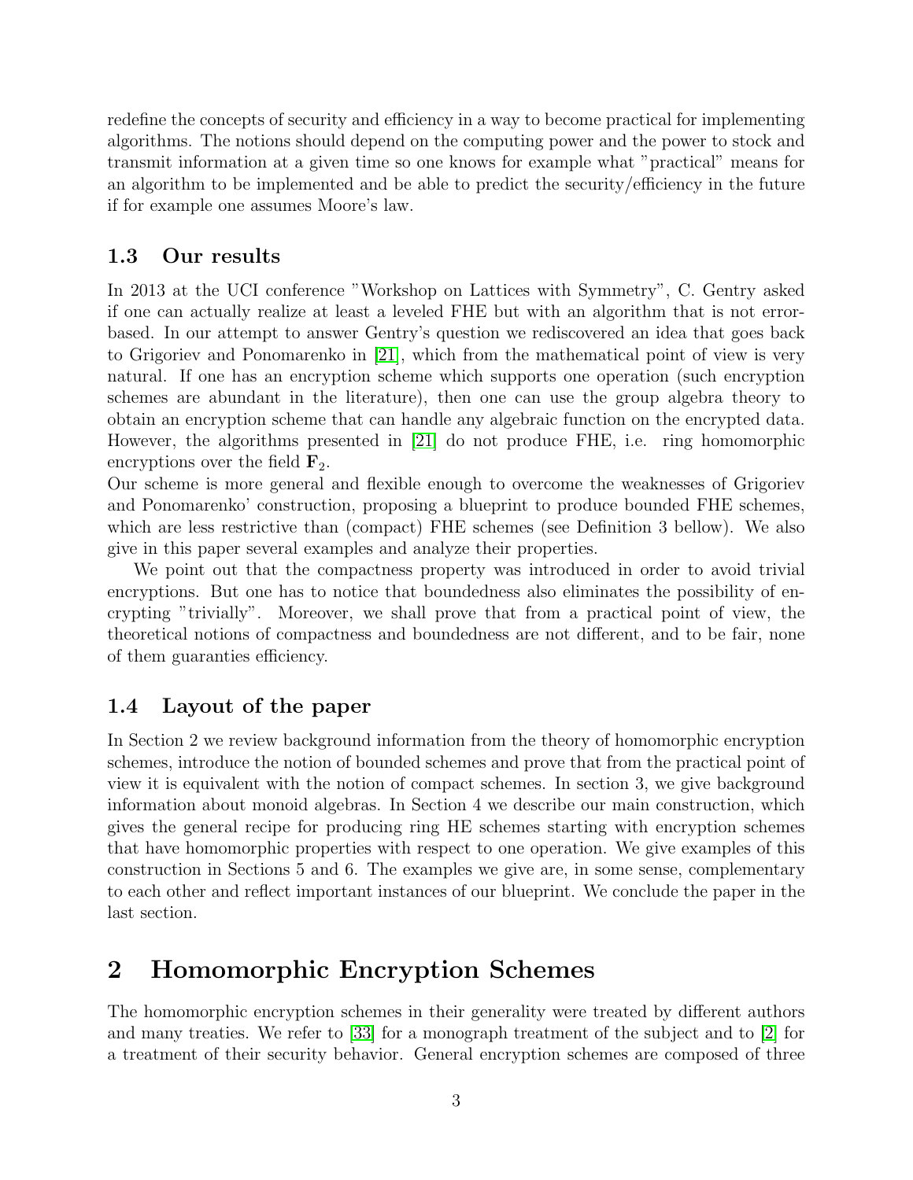redefine the concepts of security and efficiency in a way to become practical for implementing algorithms. The notions should depend on the computing power and the power to stock and transmit information at a given time so one knows for example what "practical" means for an algorithm to be implemented and be able to predict the security/efficiency in the future if for example one assumes Moore's law.

### 1.3 Our results

In 2013 at the UCI conference "Workshop on Lattices with Symmetry", C. Gentry asked if one can actually realize at least a leveled FHE but with an algorithm that is not error-based. In our attempt to answer Gentry's question we rediscovered an idea that goes back to Grigoriev and Ponomarenko in [21], which from the mathematical point of view is very natural. If one has an encryption scheme which supports one operation (such encryption schemes are abundant in the literature), then one can use the group algebra theory to obtain an encryption scheme that can handle any algebraic function on the encrypted data. However, the algorithms presented in [21] do not produce FHE, i.e. ring homomorphic encryptions over the field $\mathbf{F}_2$.
Our scheme is more general and flexible enough to overcome the weaknesses of Grigoriev and Ponomarenko' construction, proposing a blueprint to produce bounded FHE schemes, which are less restrictive than (compact) FHE schemes (see Definition 3 bellow). We also give in this paper several examples and analyze their properties.

We point out that the compactness property was introduced in order to avoid trivial encryptions. But one has to notice that boundedness also eliminates the possibility of encrypting "trivially". Moreover, we shall prove that from a practical point of view, the theoretical notions of compactness and boundedness are not different, and to be fair, none of them guaranties efficiency.

### 1.4 Layout of the paper

In Section 2 we review background information from the theory of homomorphic encryption schemes, introduce the notion of bounded schemes and prove that from the practical point of view it is equivalent with the notion of compact schemes. In section 3, we give background information about monoid algebras. In Section 4 we describe our main construction, which gives the general recipe for producing ring HE schemes starting with encryption schemes that have homomorphic properties with respect to one operation. We give examples of this construction in Sections 5 and 6. The examples we give are, in some sense, complementary to each other and reflect important instances of our blueprint. We conclude the paper in the last section.

## 2 Homomorphic Encryption Schemes

The homomorphic encryption schemes in their generality were treated by different authors and many treaties. We refer to [33] for a monograph treatment of the subject and to [2] for a treatment of their security behavior. General encryption schemes are composed of three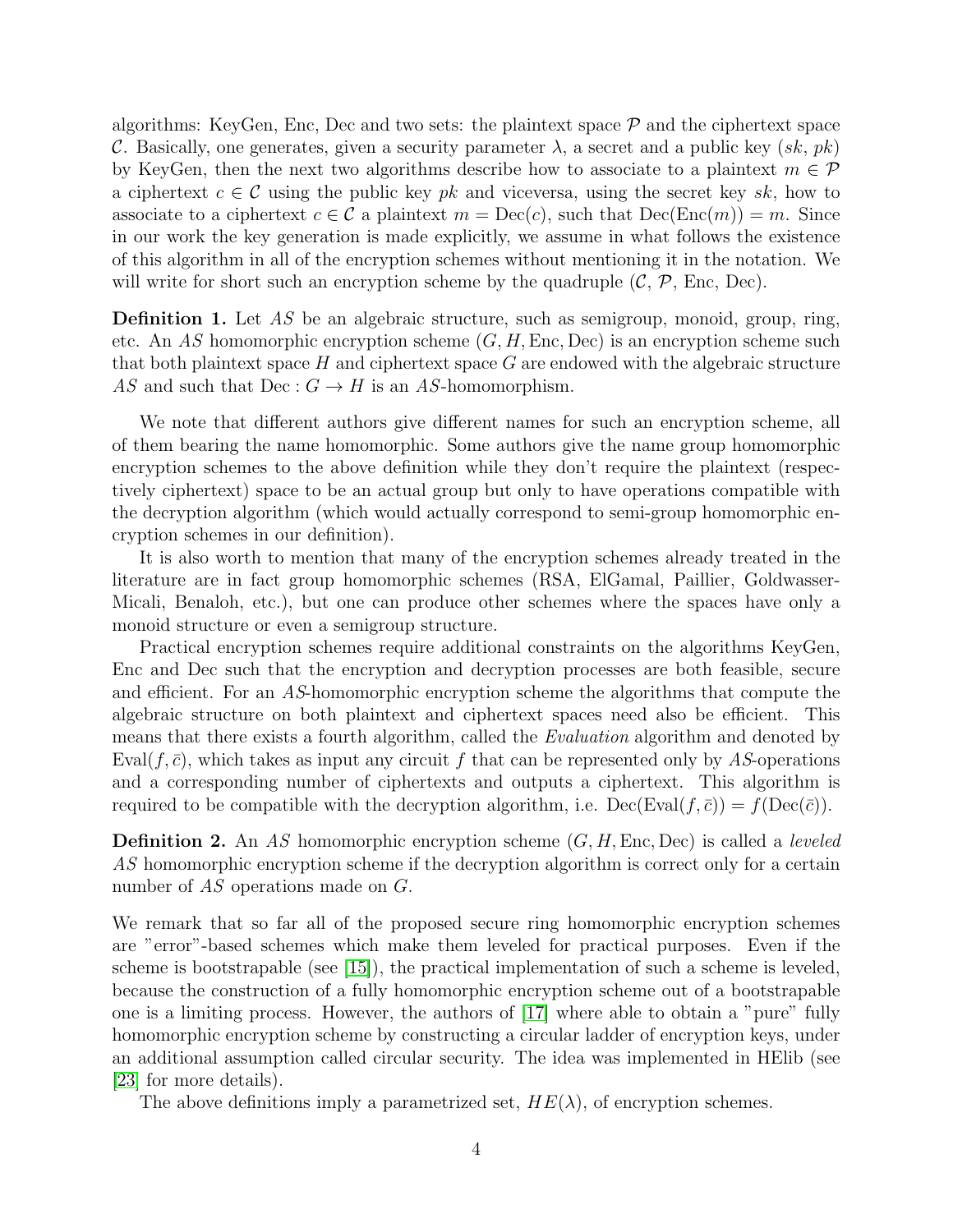algorithms: KeyGen, Enc, Dec and two sets: the plaintext space $\mathcal{P}$ and the ciphertext space $\mathcal{C}$. Basically, one generates, given a security parameter $\lambda$, a secret and a public key $(sk, pk)$ by KeyGen, then the next two algorithms describe how to associate to a plaintext $m \in \mathcal{P}$ a ciphertext $c \in \mathcal{C}$ using the public key $pk$ and viceversa, using the secret key $sk$, how to associate to a ciphertext $c \in \mathcal{C}$ a plaintext $m = \mathrm{Dec}(c)$, such that $\mathrm{Dec}(\mathrm{Enc}(m)) = m$. Since in our work the key generation is made explicitly, we assume in what follows the existence of this algorithm in all of the encryption schemes without mentioning it in the notation. We will write for short such an encryption scheme by the quadruple $(\mathcal{C}, \mathcal{P}, \mathrm{Enc}, \mathrm{Dec})$.

**Definition 1.** Let $AS$ be an algebraic structure, such as semigroup, monoid, group, ring, etc. An $AS$ homomorphic encryption scheme $(G, H, \mathrm{Enc}, \mathrm{Dec})$ is an encryption scheme such that both plaintext space $H$ and ciphertext space $G$ are endowed with the algebraic structure $AS$ and such that $\mathrm{Dec} : G \to H$ is an $AS$-homomorphism.

We note that different authors give different names for such an encryption scheme, all of them bearing the name homomorphic. Some authors give the name group homomorphic encryption schemes to the above definition while they don't require the plaintext (respectively ciphertext) space to be an actual group but only to have operations compatible with the decryption algorithm (which would actually correspond to semi-group homomorphic encryption schemes in our definition).

It is also worth to mention that many of the encryption schemes already treated in the literature are in fact group homomorphic schemes (RSA, ElGamal, Paillier, Goldwasser-Micali, Benaloh, etc.), but one can produce other schemes where the spaces have only a monoid structure or even a semigroup structure.

Practical encryption schemes require additional constraints on the algorithms KeyGen, Enc and Dec such that the encryption and decryption processes are both feasible, secure and efficient. For an $AS$-homomorphic encryption scheme the algorithms that compute the algebraic structure on both plaintext and ciphertext spaces need also be efficient. This means that there exists a fourth algorithm, called the *Evaluation* algorithm and denoted by $\mathrm{Eval}(f, \bar{c})$, which takes as input any circuit $f$ that can be represented only by $AS$-operations and a corresponding number of ciphertexts and outputs a ciphertext. This algorithm is required to be compatible with the decryption algorithm, i.e. $\mathrm{Dec}(\mathrm{Eval}(f, \bar{c})) = f(\mathrm{Dec}(\bar{c}))$.

**Definition 2.** An $AS$ homomorphic encryption scheme $(G, H, \mathrm{Enc}, \mathrm{Dec})$ is called a *leveled* $AS$ homomorphic encryption scheme if the decryption algorithm is correct only for a certain number of $AS$ operations made on $G$.

We remark that so far all of the proposed secure ring homomorphic encryption schemes are "error"-based schemes which make them leveled for practical purposes. Even if the scheme is bootstrapable (see [15]), the practical implementation of such a scheme is leveled, because the construction of a fully homomorphic encryption scheme out of a bootstrapable one is a limiting process. However, the authors of [17] where able to obtain a "pure" fully homomorphic encryption scheme by constructing a circular ladder of encryption keys, under an additional assumption called circular security. The idea was implemented in HElib (see [23] for more details).

The above definitions imply a parametrized set, $HE(\lambda)$, of encryption schemes.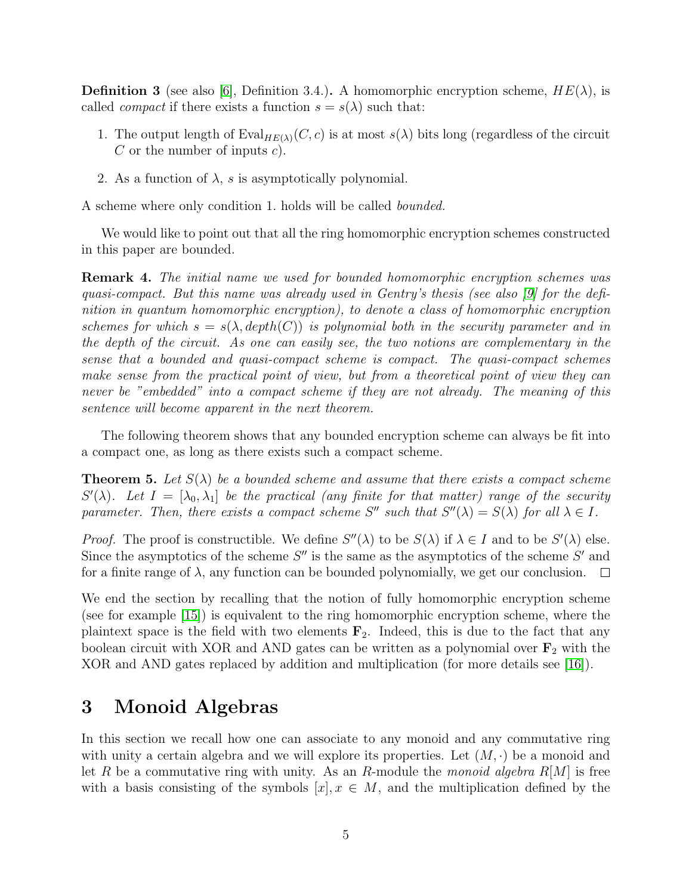**Definition 3** (see also [6], Definition 3.4.)**.** A homomorphic encryption scheme, $HE(\lambda)$, is called *compact* if there exists a function $s = s(\lambda)$ such that:

1. The output length of $\mathrm{Eval}_{HE(\lambda)}(C, c)$ is at most $s(\lambda)$ bits long (regardless of the circuit $C$ or the number of inputs $c$).
2. As a function of $\lambda$, $s$ is asymptotically polynomial.

A scheme where only condition 1. holds will be called *bounded.*

We would like to point out that all the ring homomorphic encryption schemes constructed in this paper are bounded.

**Remark 4.** *The initial name we used for bounded homomorphic encryption schemes was quasi-compact. But this name was already used in Gentry's thesis (see also [9] for the definition in quantum homomorphic encryption), to denote a class of homomorphic encryption schemes for which $s = s(\lambda, depth(C))$ is polynomial both in the security parameter and in the depth of the circuit. As one can easily see, the two notions are complementary in the sense that a bounded and quasi-compact scheme is compact. The quasi-compact schemes make sense from the practical point of view, but from a theoretical point of view they can never be "embedded" into a compact scheme if they are not already. The meaning of this sentence will become apparent in the next theorem.*

The following theorem shows that any bounded encryption scheme can always be fit into a compact one, as long as there exists such a compact scheme.

**Theorem 5.** *Let $S(\lambda)$ be a bounded scheme and assume that there exists a compact scheme $S'(\lambda)$. Let $I = [\lambda_0, \lambda_1]$ be the practical (any finite for that matter) range of the security parameter. Then, there exists a compact scheme $S''$ such that $S''(\lambda) = S(\lambda)$ for all $\lambda \in I$.*

*Proof.* The proof is constructible. We define $S''(\lambda)$ to be $S(\lambda)$ if $\lambda \in I$ and to be $S'(\lambda)$ else. Since the asymptotics of the scheme $S''$ is the same as the asymptotics of the scheme $S'$ and for a finite range of $\lambda$, any function can be bounded polynomially, we get our conclusion. $\square$

We end the section by recalling that the notion of fully homomorphic encryption scheme (see for example [15]) is equivalent to the ring homomorphic encryption scheme, where the plaintext space is the field with two elements $\mathbf{F}_2$. Indeed, this is due to the fact that any boolean circuit with XOR and AND gates can be written as a polynomial over $\mathbf{F}_2$ with the XOR and AND gates replaced by addition and multiplication (for more details see [16]).

# 3 Monoid Algebras

In this section we recall how one can associate to any monoid and any commutative ring with unity a certain algebra and we will explore its properties. Let $(M, \cdot)$ be a monoid and let $R$ be a commutative ring with unity. As an $R$-module the *monoid algebra* $R[M]$ is free with a basis consisting of the symbols $[x], x \in M$, and the multiplication defined by the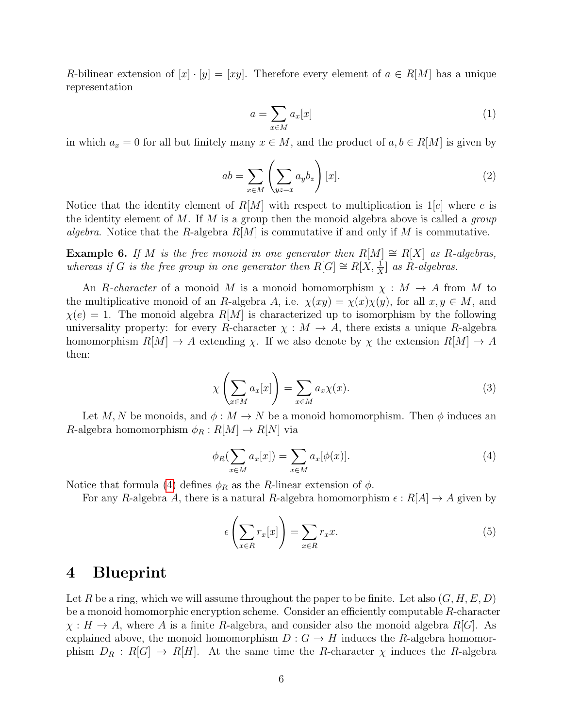$R$-bilinear extension of $[x] \cdot [y] = [xy]$. Therefore every element of $a \in R[M]$ has a unique representation

$$a = \sum_{x \in M} a_x [x] \tag{1}$$

in which $a_x = 0$ for all but finitely many $x \in M$, and the product of $a, b \in R[M]$ is given by

$$ab = \sum_{x \in M} \left( \sum_{yz = x} a_y b_z \right) [x]. \tag{2}$$

Notice that the identity element of $R[M]$ with respect to multiplication is $1[e]$ where $e$ is the identity element of $M$. If $M$ is a group then the monoid algebra above is called a *group algebra*. Notice that the $R$-algebra $R[M]$ is commutative if and only if $M$ is commutative.

**Example 6.** *If $M$ is the free monoid in one generator then $R[M] \cong R[X]$ as $R$-algebras, whereas if $G$ is the free group in one generator then $R[G] \cong R[X, \frac{1}{X}]$ as $R$-algebras.*

An *$R$-character* of a monoid $M$ is a monoid homomorphism $\chi : M \to A$ from $M$ to the multiplicative monoid of an $R$-algebra $A$, i.e. $\chi(xy) = \chi(x)\chi(y)$, for all $x, y \in M$, and $\chi(e) = 1$. The monoid algebra $R[M]$ is characterized up to isomorphism by the following universality property: for every $R$-character $\chi : M \to A$, there exists a unique $R$-algebra homomorphism $R[M] \to A$ extending $\chi$. If we also denote by $\chi$ the extension $R[M] \to A$ then:

$$\chi \left( \sum_{x \in M} a_x [x] \right) = \sum_{x \in M} a_x \chi(x). \tag{3}$$

Let $M, N$ be monoids, and $\phi : M \to N$ be a monoid homomorphism. Then $\phi$ induces an $R$-algebra homomorphism $\phi_R : R[M] \to R[N]$ via

$$\phi_R \left( \sum_{x \in M} a_x [x] \right) = \sum_{x \in M} a_x [\phi(x)]. \tag{4}$$

Notice that formula (4) defines $\phi_R$ as the $R$-linear extension of $\phi$.

For any $R$-algebra $A$, there is a natural $R$-algebra homomorphism $\epsilon : R[A] \to A$ given by

$$\epsilon \left( \sum_{x \in R} r_x [x] \right) = \sum_{x \in R} r_x x. \tag{5}$$

# 4 Blueprint

Let $R$ be a ring, which we will assume throughout the paper to be finite. Let also $(G, H, E, D)$ be a monoid homomorphic encryption scheme. Consider an efficiently computable $R$-character $\chi : H \to A$, where $A$ is a finite $R$-algebra, and consider also the monoid algebra $R[G]$. As explained above, the monoid homomorphism $D : G \to H$ induces the $R$-algebra homomorphism $D_R : R[G] \to R[H]$. At the same time the $R$-character $\chi$ induces the $R$-algebra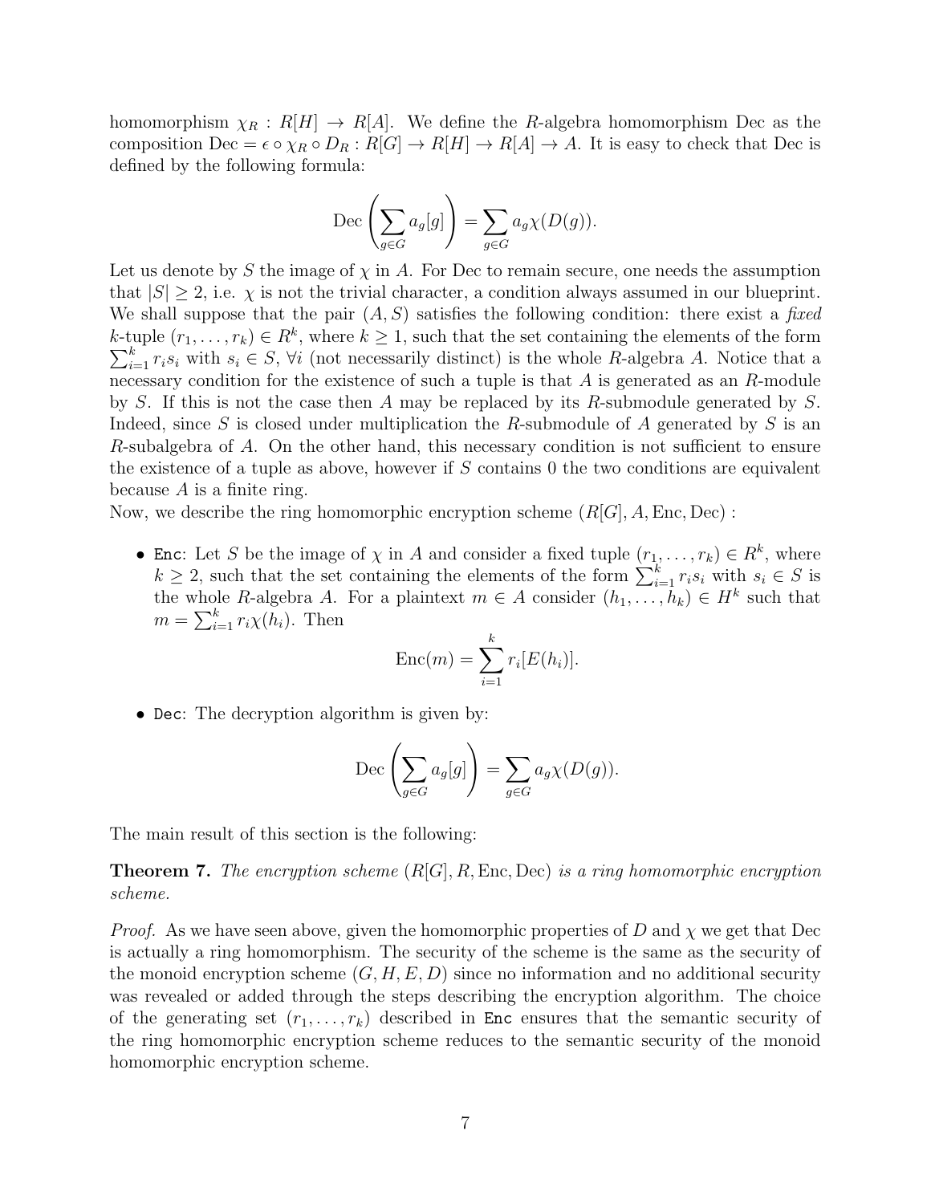homomorphism $\chi_R : R[H] \to R[A]$. We define the $R$-algebra homomorphism Dec as the composition $\text{Dec} = \epsilon \circ \chi_R \circ D_R : R[G] \to R[H] \to R[A] \to A$. It is easy to check that Dec is defined by the following formula:

$$\text{Dec}\left(\sum_{g\in G} a_g[g]\right) = \sum_{g\in G} a_g \chi(D(g)).$$

Let us denote by $S$ the image of $\chi$ in $A$. For Dec to remain secure, one needs the assumption that $|S| \geq 2$, i.e. $\chi$ is not the trivial character, a condition always assumed in our blueprint. We shall suppose that the pair $(A, S)$ satisfies the following condition: there exist a *fixed* $k$-tuple $(r_1, \ldots, r_k) \in R^k$, where $k \geq 1$, such that the set containing the elements of the form $\sum_{i=1}^{k} r_i s_i$ with $s_i \in S$, $\forall i$ (not necessarily distinct) is the whole $R$-algebra $A$. Notice that a necessary condition for the existence of such a tuple is that $A$ is generated as an $R$-module by $S$. If this is not the case then $A$ may be replaced by its $R$-submodule generated by $S$. Indeed, since $S$ is closed under multiplication the $R$-submodule of $A$ generated by $S$ is an $R$-subalgebra of $A$. On the other hand, this necessary condition is not sufficient to ensure the existence of a tuple as above, however if $S$ contains 0 the two conditions are equivalent because $A$ is a finite ring.

Now, we describe the ring homomorphic encryption scheme $(R[G], A, \text{Enc}, \text{Dec})$ :

- `Enc`: Let $S$ be the image of $\chi$ in $A$ and consider a fixed tuple $(r_1, \ldots, r_k) \in R^k$, where $k \geq 2$, such that the set containing the elements of the form $\sum_{i=1}^{k} r_i s_i$ with $s_i \in S$ is the whole $R$-algebra $A$. For a plaintext $m \in A$ consider $(h_1, \ldots, h_k) \in H^k$ such that $m = \sum_{i=1}^{k} r_i \chi(h_i)$. Then

$$\text{Enc}(m) = \sum_{i=1}^{k} r_i [E(h_i)].$$

- `Dec`: The decryption algorithm is given by:

$$\text{Dec}\left(\sum_{g\in G} a_g[g]\right) = \sum_{g\in G} a_g \chi(D(g)).$$

The main result of this section is the following:

**Theorem 7.** *The encryption scheme $(R[G], R, \text{Enc}, \text{Dec})$ is a ring homomorphic encryption scheme.*

*Proof.* As we have seen above, given the homomorphic properties of $D$ and $\chi$ we get that Dec is actually a ring homomorphism. The security of the scheme is the same as the security of the monoid encryption scheme $(G, H, E, D)$ since no information and no additional security was revealed or added through the steps describing the encryption algorithm. The choice of the generating set $(r_1, \ldots, r_k)$ described in `Enc` ensures that the semantic security of the ring homomorphic encryption scheme reduces to the semantic security of the monoid homomorphic encryption scheme.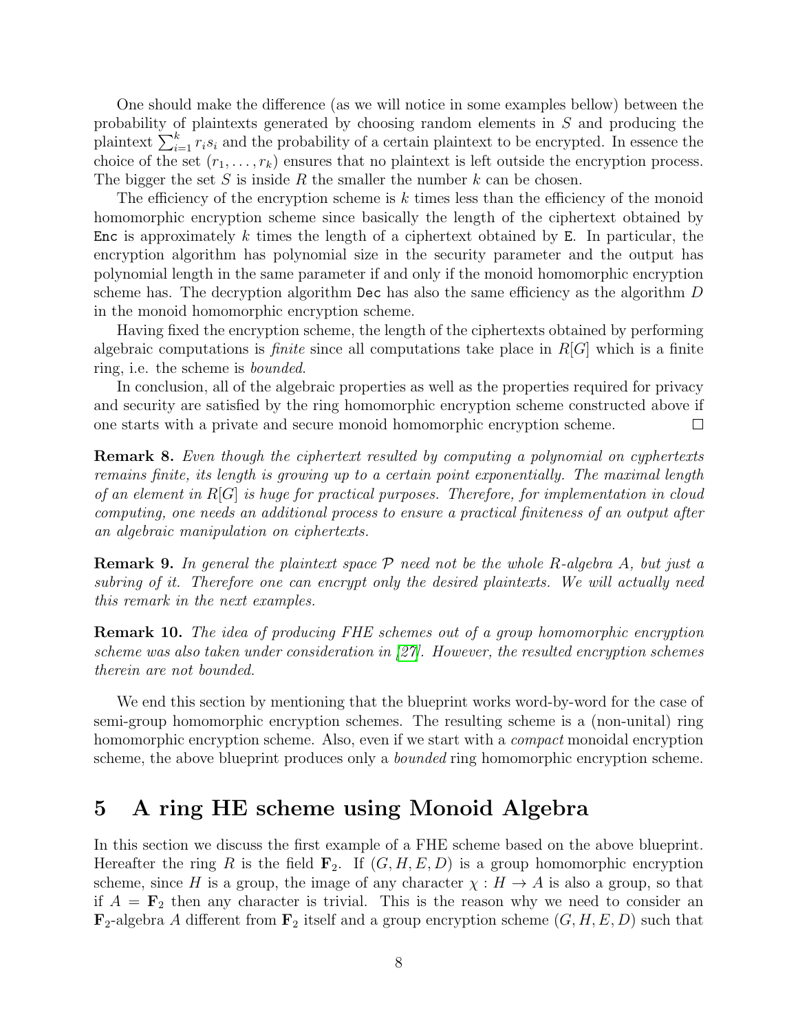One should make the difference (as we will notice in some examples bellow) between the probability of plaintexts generated by choosing random elements in $S$ and producing the plaintext $\sum_{i=1}^{k} r_i s_i$ and the probability of a certain plaintext to be encrypted. In essence the choice of the set $(r_1, \ldots, r_k)$ ensures that no plaintext is left outside the encryption process. The bigger the set $S$ is inside $R$ the smaller the number $k$ can be chosen.

The efficiency of the encryption scheme is $k$ times less than the efficiency of the monoid homomorphic encryption scheme since basically the length of the ciphertext obtained by `Enc` is approximately $k$ times the length of a ciphertext obtained by `E`. In particular, the encryption algorithm has polynomial size in the security parameter and the output has polynomial length in the same parameter if and only if the monoid homomorphic encryption scheme has. The decryption algorithm `Dec` has also the same efficiency as the algorithm $D$ in the monoid homomorphic encryption scheme.

Having fixed the encryption scheme, the length of the ciphertexts obtained by performing algebraic computations is *finite* since all computations take place in $R[G]$ which is a finite ring, i.e. the scheme is *bounded*.

In conclusion, all of the algebraic properties as well as the properties required for privacy and security are satisfied by the ring homomorphic encryption scheme constructed above if one starts with a private and secure monoid homomorphic encryption scheme. □

**Remark 8.** *Even though the ciphertext resulted by computing a polynomial on cyphertexts remains finite, its length is growing up to a certain point exponentially. The maximal length of an element in* $R[G]$ *is huge for practical purposes. Therefore, for implementation in cloud computing, one needs an additional process to ensure a practical finiteness of an output after an algebraic manipulation on ciphertexts.*

**Remark 9.** *In general the plaintext space* $\mathcal{P}$ *need not be the whole* $R$*-algebra* $A$*, but just a subring of it. Therefore one can encrypt only the desired plaintexts. We will actually need this remark in the next examples.*

**Remark 10.** *The idea of producing FHE schemes out of a group homomorphic encryption scheme was also taken under consideration in [27]. However, the resulted encryption schemes therein are not bounded.*

We end this section by mentioning that the blueprint works word-by-word for the case of semi-group homomorphic encryption schemes. The resulting scheme is a (non-unital) ring homomorphic encryption scheme. Also, even if we start with a *compact* monoidal encryption scheme, the above blueprint produces only a *bounded* ring homomorphic encryption scheme.

## 5 A ring HE scheme using Monoid Algebra

In this section we discuss the first example of a FHE scheme based on the above blueprint. Hereafter the ring $R$ is the field $\mathbf{F}_2$. If $(G, H, E, D)$ is a group homomorphic encryption scheme, since $H$ is a group, the image of any character $\chi : H \to A$ is also a group, so that if $A = \mathbf{F}_2$ then any character is trivial. This is the reason why we need to consider an $\mathbf{F}_2$-algebra $A$ different from $\mathbf{F}_2$ itself and a group encryption scheme $(G, H, E, D)$ such that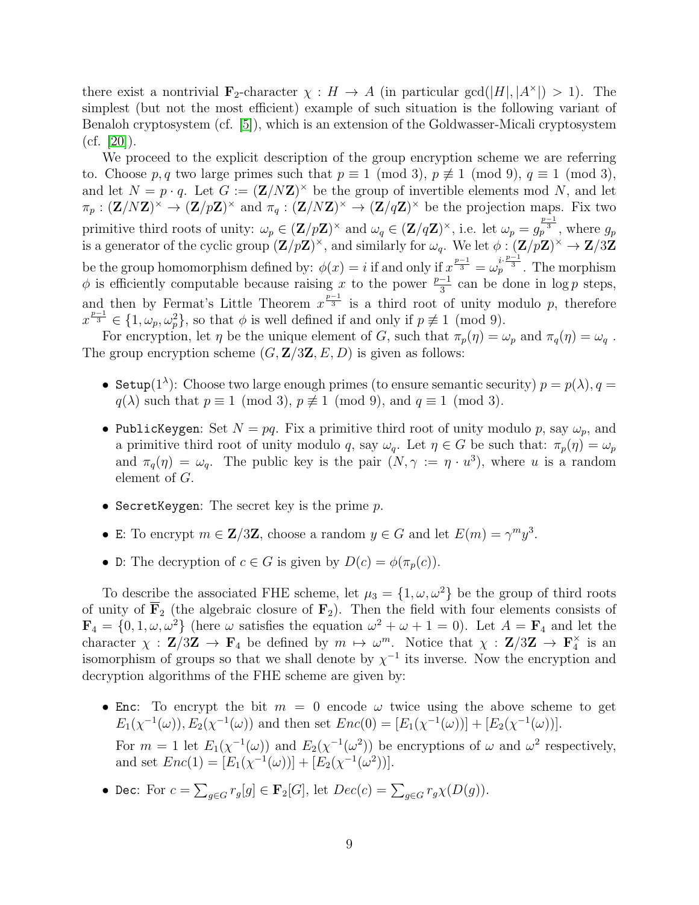there exist a nontrivial $\mathbf{F}_2$-character $\chi : H \to A$ (in particular $\gcd(|H|, |A^\times|) > 1$). The simplest (but not the most efficient) example of such situation is the following variant of Benaloh cryptosystem (cf. [5]), which is an extension of the Goldwasser-Micali cryptosystem (cf. [20]).

We proceed to the explicit description of the group encryption scheme we are referring to. Choose $p, q$ two large primes such that $p \equiv 1 \pmod 3$, $p \not\equiv 1 \pmod 9$, $q \equiv 1 \pmod 3$, and let $N = p \cdot q$. Let $G := (\mathbf{Z}/N\mathbf{Z})^\times$ be the group of invertible elements mod $N$, and let $\pi_p : (\mathbf{Z}/N\mathbf{Z})^\times \to (\mathbf{Z}/p\mathbf{Z})^\times$ and $\pi_q : (\mathbf{Z}/N\mathbf{Z})^\times \to (\mathbf{Z}/q\mathbf{Z})^\times$ be the projection maps. Fix two primitive third roots of unity: $\omega_p \in (\mathbf{Z}/p\mathbf{Z})^\times$ and $\omega_q \in (\mathbf{Z}/q\mathbf{Z})^\times$, i.e. let $\omega_p = g_p^{\frac{p-1}{3}}$, where $g_p$ is a generator of the cyclic group $(\mathbf{Z}/p\mathbf{Z})^\times$, and similarly for $\omega_q$. We let $\phi : (\mathbf{Z}/p\mathbf{Z})^\times \to \mathbf{Z}/3\mathbf{Z}$ be the group homomorphism defined by: $\phi(x) = i$ if and only if $x^{\frac{p-1}{3}} = \omega_p^{i \cdot \frac{p-1}{3}}$. The morphism $\phi$ is efficiently computable because raising $x$ to the power $\frac{p-1}{3}$ can be done in $\log p$ steps, and then by Fermat's Little Theorem $x^{\frac{p-1}{3}}$ is a third root of unity modulo $p$, therefore $x^{\frac{p-1}{3}} \in \{1, \omega_p, \omega_p^2\}$, so that $\phi$ is well defined if and only if $p \not\equiv 1 \pmod 9$.

For encryption, let $\eta$ be the unique element of $G$, such that $\pi_p(\eta) = \omega_p$ and $\pi_q(\eta) = \omega_q$. The group encryption scheme $(G, \mathbf{Z}/3\mathbf{Z}, E, D)$ is given as follows:

- `Setup`$(1^\lambda)$: Choose two large enough primes (to ensure semantic security) $p = p(\lambda), q = q(\lambda)$ such that $p \equiv 1 \pmod 3$, $p \not\equiv 1 \pmod 9$, and $q \equiv 1 \pmod 3$.
- `PublicKeygen`: Set $N = pq$. Fix a primitive third root of unity modulo $p$, say $\omega_p$, and a primitive third root of unity modulo $q$, say $\omega_q$. Let $\eta \in G$ be such that: $\pi_p(\eta) = \omega_p$ and $\pi_q(\eta) = \omega_q$. The public key is the pair $(N, \gamma := \eta \cdot u^3)$, where $u$ is a random element of $G$.
- `SecretKeygen`: The secret key is the prime $p$.
- `E`: To encrypt $m \in \mathbf{Z}/3\mathbf{Z}$, choose a random $y \in G$ and let $E(m) = \gamma^m y^3$.
- `D`: The decryption of $c \in G$ is given by $D(c) = \phi(\pi_p(c))$.

To describe the associated FHE scheme, let $\mu_3 = \{1, \omega, \omega^2\}$ be the group of third roots of unity of $\overline{\mathbf{F}}_2$ (the algebraic closure of $\mathbf{F}_2$). Then the field with four elements consists of $\mathbf{F}_4 = \{0, 1, \omega, \omega^2\}$ (here $\omega$ satisfies the equation $\omega^2 + \omega + 1 = 0$). Let $A = \mathbf{F}_4$ and let the character $\chi : \mathbf{Z}/3\mathbf{Z} \to \mathbf{F}_4$ be defined by $m \mapsto \omega^m$. Notice that $\chi : \mathbf{Z}/3\mathbf{Z} \to \mathbf{F}_4^\times$ is an isomorphism of groups so that we shall denote by $\chi^{-1}$ its inverse. Now the encryption and decryption algorithms of the FHE scheme are given by:

- `Enc`: To encrypt the bit $m = 0$ encode $\omega$ twice using the above scheme to get $E_1(\chi^{-1}(\omega)), E_2(\chi^{-1}(\omega))$ and then set $Enc(0) = [E_1(\chi^{-1}(\omega))] + [E_2(\chi^{-1}(\omega))]$.

  For $m = 1$ let $E_1(\chi^{-1}(\omega))$ and $E_2(\chi^{-1}(\omega^2))$ be encryptions of $\omega$ and $\omega^2$ respectively, and set $Enc(1) = [E_1(\chi^{-1}(\omega))] + [E_2(\chi^{-1}(\omega^2))]$.
- `Dec`: For $c = \sum_{g \in G} r_g[g] \in \mathbf{F}_2[G]$, let $Dec(c) = \sum_{g \in G} r_g \chi(D(g))$.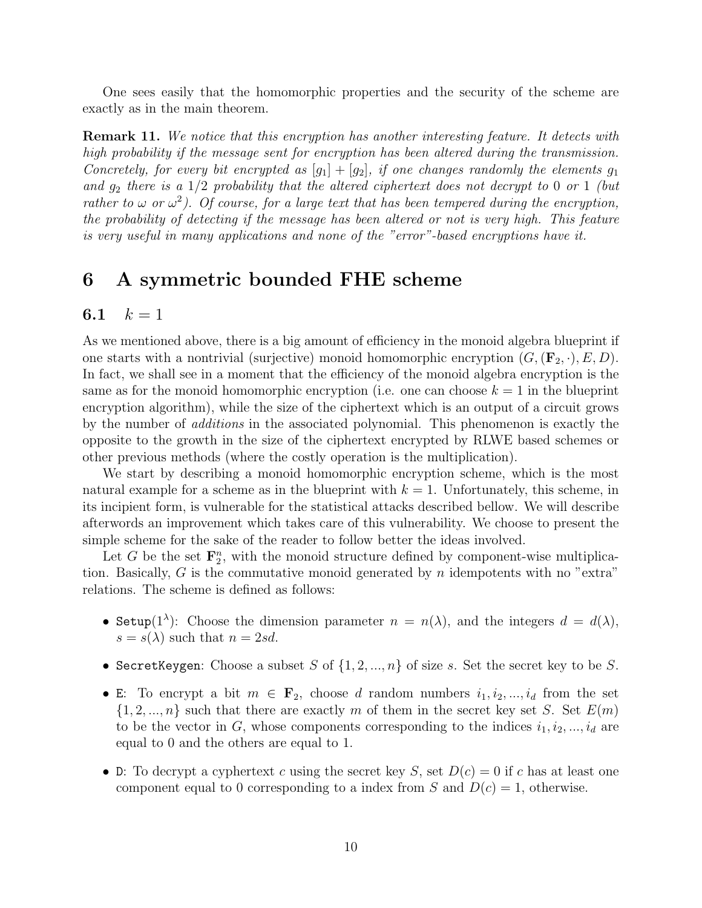One sees easily that the homomorphic properties and the security of the scheme are exactly as in the main theorem.

**Remark 11.** *We notice that this encryption has another interesting feature. It detects with high probability if the message sent for encryption has been altered during the transmission. Concretely, for every bit encrypted as $[g_1] + [g_2]$, if one changes randomly the elements $g_1$ and $g_2$ there is a 1/2 probability that the altered ciphertext does not decrypt to 0 or 1 (but rather to $\omega$ or $\omega^2$). Of course, for a large text that has been tempered during the encryption, the probability of detecting if the message has been altered or not is very high. This feature is very useful in many applications and none of the "error"-based encryptions have it.*

# 6 A symmetric bounded FHE scheme

## 6.1 $k = 1$

As we mentioned above, there is a big amount of efficiency in the monoid algebra blueprint if one starts with a nontrivial (surjective) monoid homomorphic encryption $(G, (\mathbf{F}_2, \cdot), E, D)$. In fact, we shall see in a moment that the efficiency of the monoid algebra encryption is the same as for the monoid homomorphic encryption (i.e. one can choose $k = 1$ in the blueprint encryption algorithm), while the size of the ciphertext which is an output of a circuit grows by the number of *additions* in the associated polynomial. This phenomenon is exactly the opposite to the growth in the size of the ciphertext encrypted by RLWE based schemes or other previous methods (where the costly operation is the multiplication).

We start by describing a monoid homomorphic encryption scheme, which is the most natural example for a scheme as in the blueprint with $k = 1$. Unfortunately, this scheme, in its incipient form, is vulnerable for the statistical attacks described bellow. We will describe afterwords an improvement which takes care of this vulnerability. We choose to present the simple scheme for the sake of the reader to follow better the ideas involved.

Let $G$ be the set $\mathbf{F}_2^n$, with the monoid structure defined by component-wise multiplication. Basically, $G$ is the commutative monoid generated by $n$ idempotents with no "extra" relations. The scheme is defined as follows:

- `Setup`$(1^\lambda)$: Choose the dimension parameter $n = n(\lambda)$, and the integers $d = d(\lambda)$, $s = s(\lambda)$ such that $n = 2sd$.
- `SecretKeygen`: Choose a subset $S$ of $\{1, 2, ..., n\}$ of size $s$. Set the secret key to be $S$.
- `E`: To encrypt a bit $m \in \mathbf{F}_2$, choose $d$ random numbers $i_1, i_2, ..., i_d$ from the set $\{1, 2, ..., n\}$ such that there are exactly $m$ of them in the secret key set $S$. Set $E(m)$ to be the vector in $G$, whose components corresponding to the indices $i_1, i_2, ..., i_d$ are equal to 0 and the others are equal to 1.
- `D`: To decrypt a cyphertext $c$ using the secret key $S$, set $D(c) = 0$ if $c$ has at least one component equal to 0 corresponding to a index from $S$ and $D(c) = 1$, otherwise.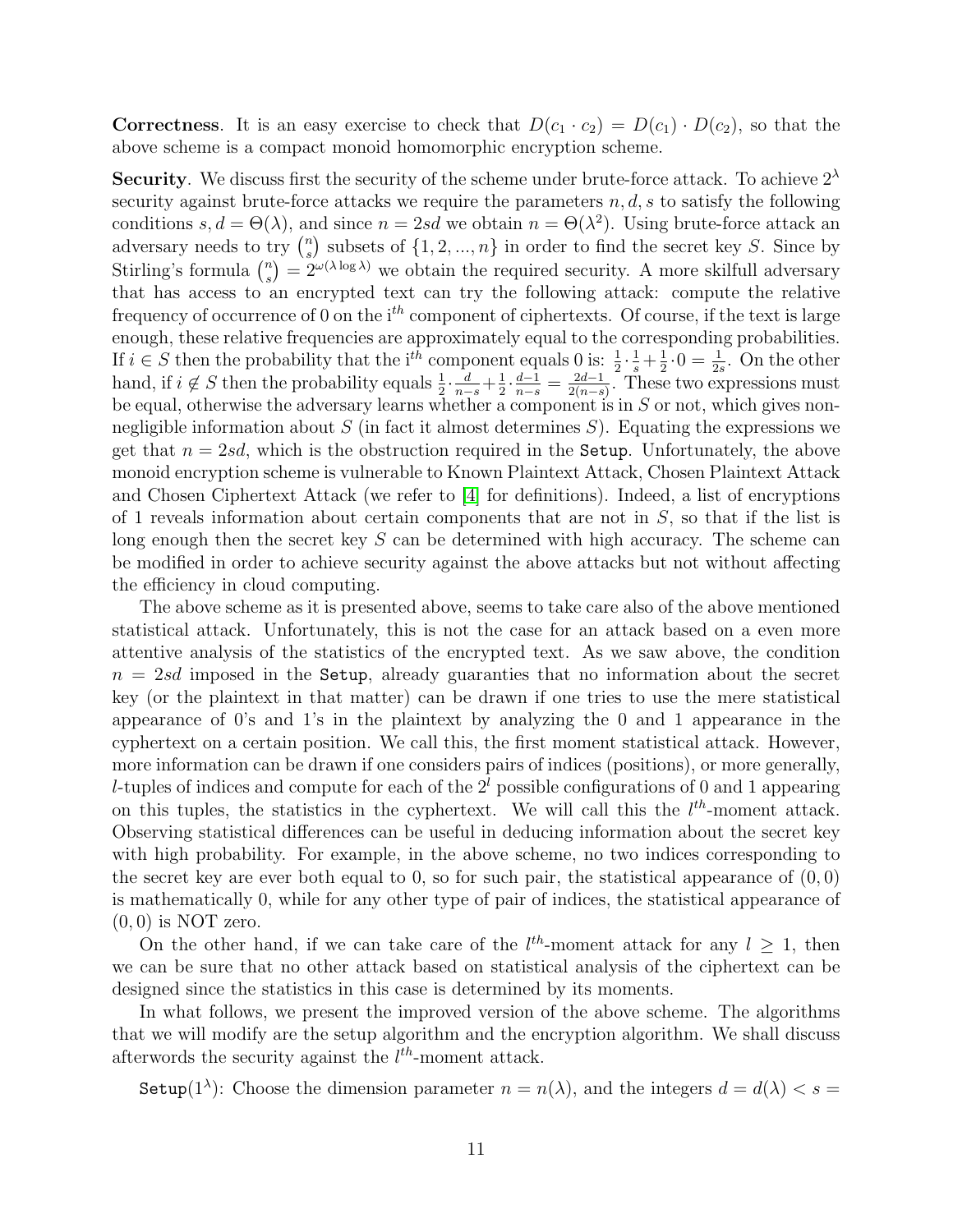**Correctness**. It is an easy exercise to check that $D(c_1 \cdot c_2) = D(c_1) \cdot D(c_2)$, so that the above scheme is a compact monoid homomorphic encryption scheme.

**Security**. We discuss first the security of the scheme under brute-force attack. To achieve $2^\lambda$ security against brute-force attacks we require the parameters $n, d, s$ to satisfy the following conditions $s, d = \Theta(\lambda)$, and since $n = 2sd$ we obtain $n = \Theta(\lambda^2)$. Using brute-force attack an adversary needs to try $\binom{n}{s}$ subsets of $\{1, 2, ..., n\}$ in order to find the secret key $S$. Since by Stirling's formula $\binom{n}{s} = 2^{\omega(\lambda \log \lambda)}$ we obtain the required security. A more skilfull adversary that has access to an encrypted text can try the following attack: compute the relative frequency of occurrence of 0 on the i$^{th}$ component of ciphertexts. Of course, if the text is large enough, these relative frequencies are approximately equal to the corresponding probabilities. If $i \in S$ then the probability that the i$^{th}$ component equals 0 is: $\frac{1}{2} \cdot \frac{1}{s} + \frac{1}{2} \cdot 0 = \frac{1}{2s}$. On the other hand, if $i \notin S$ then the probability equals $\frac{1}{2} \cdot \frac{d}{n-s} + \frac{1}{2} \cdot \frac{d-1}{n-s} = \frac{2d-1}{2(n-s)}$. These two expressions must be equal, otherwise the adversary learns whether a component is in $S$ or not, which gives non-negligible information about $S$ (in fact it almost determines $S$). Equating the expressions we get that $n = 2sd$, which is the obstruction required in the `Setup`. Unfortunately, the above monoid encryption scheme is vulnerable to Known Plaintext Attack, Chosen Plaintext Attack and Chosen Ciphertext Attack (we refer to [4] for definitions). Indeed, a list of encryptions of 1 reveals information about certain components that are not in $S$, so that if the list is long enough then the secret key $S$ can be determined with high accuracy. The scheme can be modified in order to achieve security against the above attacks but not without affecting the efficiency in cloud computing.

The above scheme as it is presented above, seems to take care also of the above mentioned statistical attack. Unfortunately, this is not the case for an attack based on a even more attentive analysis of the statistics of the encrypted text. As we saw above, the condition $n = 2sd$ imposed in the `Setup`, already guaranties that no information about the secret key (or the plaintext in that matter) can be drawn if one tries to use the mere statistical appearance of 0's and 1's in the plaintext by analyzing the 0 and 1 appearance in the cyphertext on a certain position. We call this, the first moment statistical attack. However, more information can be drawn if one considers pairs of indices (positions), or more generally, $l$-tuples of indices and compute for each of the $2^l$ possible configurations of 0 and 1 appearing on this tuples, the statistics in the cyphertext. We will call this the $l^{th}$-moment attack. Observing statistical differences can be useful in deducing information about the secret key with high probability. For example, in the above scheme, no two indices corresponding to the secret key are ever both equal to 0, so for such pair, the statistical appearance of $(0, 0)$ is mathematically 0, while for any other type of pair of indices, the statistical appearance of $(0, 0)$ is NOT zero.

On the other hand, if we can take care of the $l^{th}$-moment attack for any $l \geq 1$, then we can be sure that no other attack based on statistical analysis of the ciphertext can be designed since the statistics in this case is determined by its moments.

In what follows, we present the improved version of the above scheme. The algorithms that we will modify are the setup algorithm and the encryption algorithm. We shall discuss afterwords the security against the $l^{th}$-moment attack.

`Setup`$(1^\lambda)$: Choose the dimension parameter $n = n(\lambda)$, and the integers $d = d(\lambda) < s =$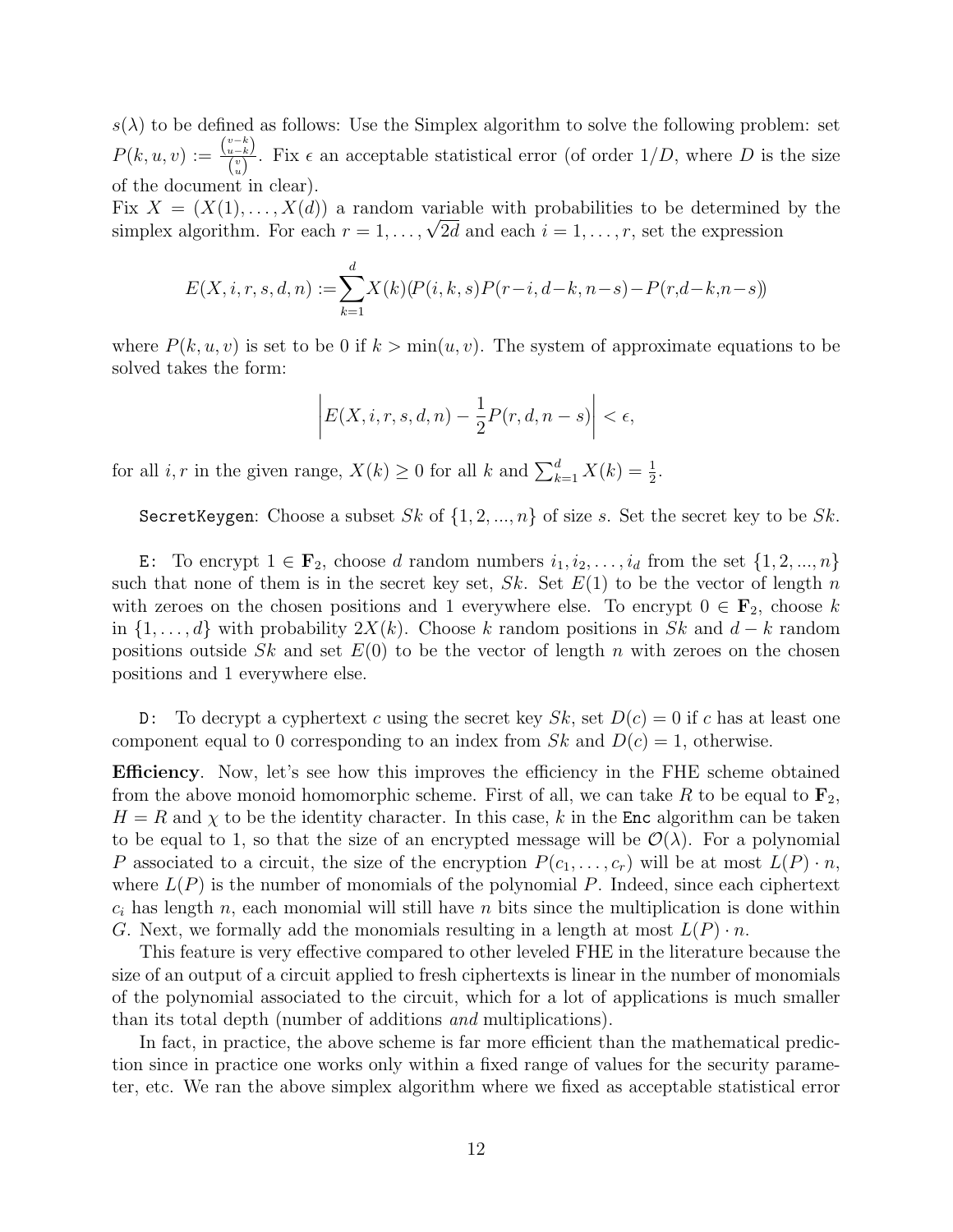$s(\lambda)$ to be defined as follows: Use the Simplex algorithm to solve the following problem: set $P(k,u,v) := \frac{\binom{v-k}{u-k}}{\binom{v}{u}}$. Fix $\epsilon$ an acceptable statistical error (of order $1/D$, where $D$ is the size of the document in clear).

Fix $X = (X(1), \ldots, X(d))$ a random variable with probabilities to be determined by the simplex algorithm. For each $r = 1, \ldots, \sqrt{2d}$ and each $i = 1, \ldots, r$, set the expression

$$E(X,i,r,s,d,n) := \sum_{k=1}^{d} X(k)(P(i,k,s)P(r-i,d-k,n-s) - P(r,d-k,n-s))$$

where $P(k,u,v)$ is set to be 0 if $k > \min(u,v)$. The system of approximate equations to be solved takes the form:

$$\left| E(X,i,r,s,d,n) - \frac{1}{2}P(r,d,n-s) \right| < \epsilon,$$

for all $i, r$ in the given range, $X(k) \geq 0$ for all $k$ and $\sum_{k=1}^{d} X(k) = \frac{1}{2}$.

SecretKeygen: Choose a subset $Sk$ of $\{1, 2, ..., n\}$ of size $s$. Set the secret key to be $Sk$.

E: To encrypt $1 \in \mathbf{F}_2$, choose $d$ random numbers $i_1, i_2, \ldots, i_d$ from the set $\{1, 2, ..., n\}$ such that none of them is in the secret key set, $Sk$. Set $E(1)$ to be the vector of length $n$ with zeroes on the chosen positions and 1 everywhere else. To encrypt $0 \in \mathbf{F}_2$, choose $k$ in $\{1, \ldots, d\}$ with probability $2X(k)$. Choose $k$ random positions in $Sk$ and $d-k$ random positions outside $Sk$ and set $E(0)$ to be the vector of length $n$ with zeroes on the chosen positions and 1 everywhere else.

D: To decrypt a cyphertext $c$ using the secret key $Sk$, set $D(c) = 0$ if $c$ has at least one component equal to 0 corresponding to an index from $Sk$ and $D(c) = 1$, otherwise.

**Efficiency**. Now, let's see how this improves the efficiency in the FHE scheme obtained from the above monoid homomorphic scheme. First of all, we can take $R$ to be equal to $\mathbf{F}_2$, $H = R$ and $\chi$ to be the identity character. In this case, $k$ in the Enc algorithm can be taken to be equal to 1, so that the size of an encrypted message will be $\mathcal{O}(\lambda)$. For a polynomial $P$ associated to a circuit, the size of the encryption $P(c_1, \ldots, c_r)$ will be at most $L(P) \cdot n$, where $L(P)$ is the number of monomials of the polynomial $P$. Indeed, since each ciphertext $c_i$ has length $n$, each monomial will still have $n$ bits since the multiplication is done within $G$. Next, we formally add the monomials resulting in a length at most $L(P) \cdot n$.

This feature is very effective compared to other leveled FHE in the literature because the size of an output of a circuit applied to fresh ciphertexts is linear in the number of monomials of the polynomial associated to the circuit, which for a lot of applications is much smaller than its total depth (number of additions *and* multiplications).

In fact, in practice, the above scheme is far more efficient than the mathematical prediction since in practice one works only within a fixed range of values for the security parameter, etc. We ran the above simplex algorithm where we fixed as acceptable statistical error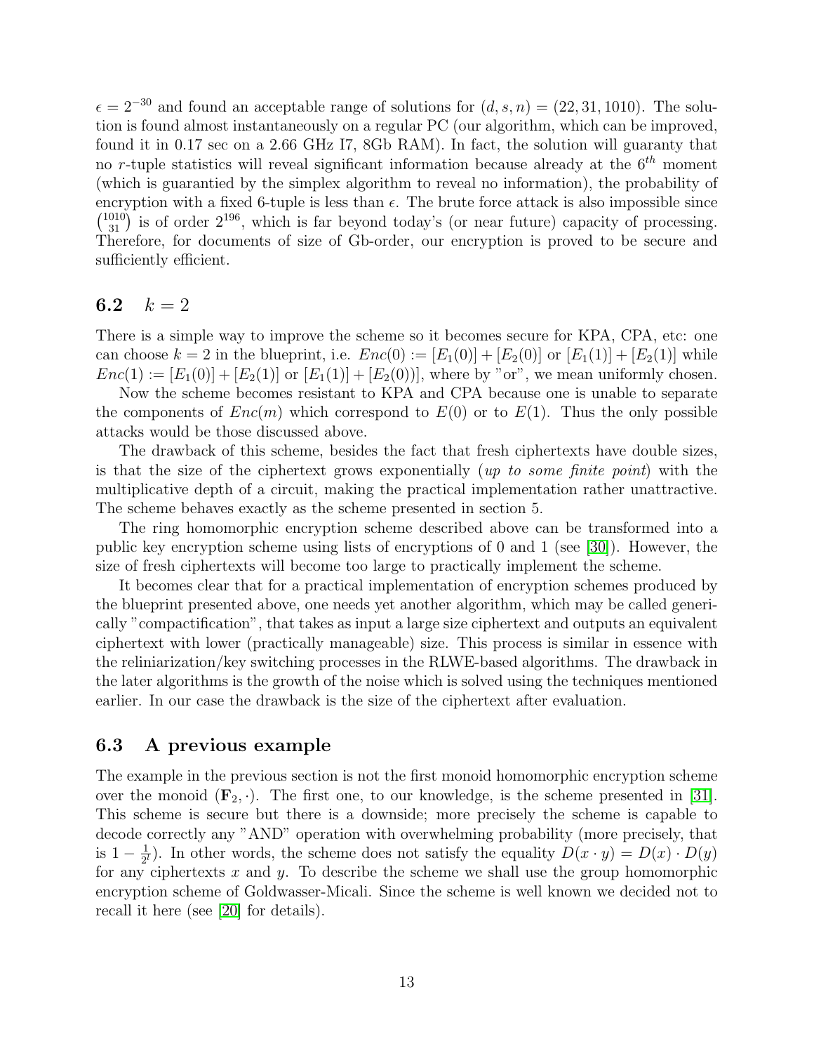$\epsilon = 2^{-30}$ and found an acceptable range of solutions for $(d, s, n) = (22, 31, 1010)$. The solution is found almost instantaneously on a regular PC (our algorithm, which can be improved, found it in 0.17 sec on a 2.66 GHz I7, 8Gb RAM). In fact, the solution will guaranty that no $r$-tuple statistics will reveal significant information because already at the $6^{th}$ moment (which is guarantied by the simplex algorithm to reveal no information), the probability of encryption with a fixed 6-tuple is less than $\epsilon$. The brute force attack is also impossible since $\binom{1010}{31}$ is of order $2^{196}$, which is far beyond today's (or near future) capacity of processing. Therefore, for documents of size of Gb-order, our encryption is proved to be secure and sufficiently efficient.

## 6.2 $k = 2$

There is a simple way to improve the scheme so it becomes secure for KPA, CPA, etc: one can choose $k = 2$ in the blueprint, i.e. $Enc(0) := [E_1(0)] + [E_2(0)]$ or $[E_1(1)] + [E_2(1)]$ while $Enc(1) := [E_1(0)] + [E_2(1)]$ or $[E_1(1)] + [E_2(0))]$, where by "or", we mean uniformly chosen.

Now the scheme becomes resistant to KPA and CPA because one is unable to separate the components of $Enc(m)$ which correspond to $E(0)$ or to $E(1)$. Thus the only possible attacks would be those discussed above.

The drawback of this scheme, besides the fact that fresh ciphertexts have double sizes, is that the size of the ciphertext grows exponentially (*up to some finite point*) with the multiplicative depth of a circuit, making the practical implementation rather unattractive. The scheme behaves exactly as the scheme presented in section 5.

The ring homomorphic encryption scheme described above can be transformed into a public key encryption scheme using lists of encryptions of 0 and 1 (see [30]). However, the size of fresh ciphertexts will become too large to practically implement the scheme.

It becomes clear that for a practical implementation of encryption schemes produced by the blueprint presented above, one needs yet another algorithm, which may be called generically "compactification", that takes as input a large size ciphertext and outputs an equivalent ciphertext with lower (practically manageable) size. This process is similar in essence with the reliniarization/key switching processes in the RLWE-based algorithms. The drawback in the later algorithms is the growth of the noise which is solved using the techniques mentioned earlier. In our case the drawback is the size of the ciphertext after evaluation.

## 6.3 A previous example

The example in the previous section is not the first monoid homomorphic encryption scheme over the monoid $(\mathbf{F}_2, \cdot)$. The first one, to our knowledge, is the scheme presented in [31]. This scheme is secure but there is a downside; more precisely the scheme is capable to decode correctly any "AND" operation with overwhelming probability (more precisely, that is $1 - \frac{1}{2^l}$). In other words, the scheme does not satisfy the equality $D(x \cdot y) = D(x) \cdot D(y)$ for any ciphertexts $x$ and $y$. To describe the scheme we shall use the group homomorphic encryption scheme of Goldwasser-Micali. Since the scheme is well known we decided not to recall it here (see [20] for details).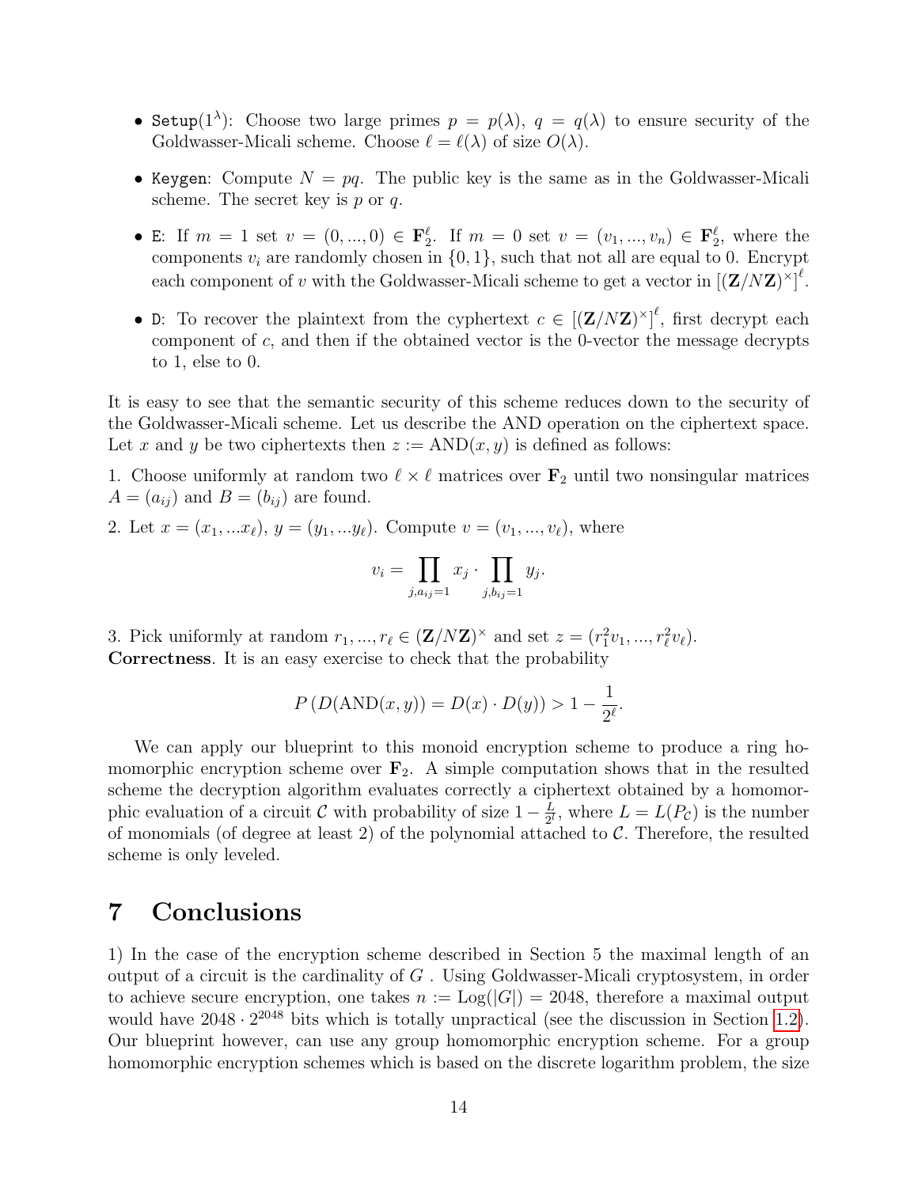- `Setup`$(1^\lambda)$: Choose two large primes $p = p(\lambda)$, $q = q(\lambda)$ to ensure security of the Goldwasser-Micali scheme. Choose $\ell = \ell(\lambda)$ of size $O(\lambda)$.
- `Keygen`: Compute $N = pq$. The public key is the same as in the Goldwasser-Micali scheme. The secret key is $p$ or $q$.
- `E`: If $m = 1$ set $v = (0, ..., 0) \in \mathbf{F}_2^\ell$. If $m = 0$ set $v = (v_1, ..., v_n) \in \mathbf{F}_2^\ell$, where the components $v_i$ are randomly chosen in $\{0, 1\}$, such that not all are equal to 0. Encrypt each component of $v$ with the Goldwasser-Micali scheme to get a vector in $\left[(\mathbf{Z}/N\mathbf{Z})^\times\right]^\ell$.
- `D`: To recover the plaintext from the cyphertext $c \in \left[(\mathbf{Z}/N\mathbf{Z})^\times\right]^\ell$, first decrypt each component of $c$, and then if the obtained vector is the 0-vector the message decrypts to 1, else to 0.

It is easy to see that the semantic security of this scheme reduces down to the security of the Goldwasser-Micali scheme. Let us describe the AND operation on the ciphertext space. Let $x$ and $y$ be two ciphertexts then $z := \mathrm{AND}(x, y)$ is defined as follows:

1. Choose uniformly at random two $\ell \times \ell$ matrices over $\mathbf{F}_2$ until two nonsingular matrices $A = (a_{ij})$ and $B = (b_{ij})$ are found.

2. Let $x = (x_1, ...x_\ell)$, $y = (y_1, ...y_\ell)$. Compute $v = (v_1, ..., v_\ell)$, where

$$v_i = \prod_{j, a_{ij}=1} x_j \cdot \prod_{j, b_{ij}=1} y_j.$$

3. Pick uniformly at random $r_1, ..., r_\ell \in (\mathbf{Z}/N\mathbf{Z})^\times$ and set $z = (r_1^2 v_1, ..., r_\ell^2 v_\ell)$.

**Correctness**. It is an easy exercise to check that the probability

$$P\left(D(\mathrm{AND}(x, y)) = D(x) \cdot D(y)\right) > 1 - \frac{1}{2^\ell}.$$

We can apply our blueprint to this monoid encryption scheme to produce a ring homomorphic encryption scheme over $\mathbf{F}_2$. A simple computation shows that in the resulted scheme the decryption algorithm evaluates correctly a ciphertext obtained by a homomorphic evaluation of a circuit $\mathcal{C}$ with probability of size $1 - \frac{L}{2^l}$, where $L = L(P_\mathcal{C})$ is the number of monomials (of degree at least 2) of the polynomial attached to $\mathcal{C}$. Therefore, the resulted scheme is only leveled.

# 7 Conclusions

1) In the case of the encryption scheme described in Section 5 the maximal length of an output of a circuit is the cardinality of $G$ . Using Goldwasser-Micali cryptosystem, in order to achieve secure encryption, one takes $n := \mathrm{Log}(|G|) = 2048$, therefore a maximal output would have $2048 \cdot 2^{2048}$ bits which is totally unpractical (see the discussion in Section 1.2). Our blueprint however, can use any group homomorphic encryption scheme. For a group homomorphic encryption schemes which is based on the discrete logarithm problem, the size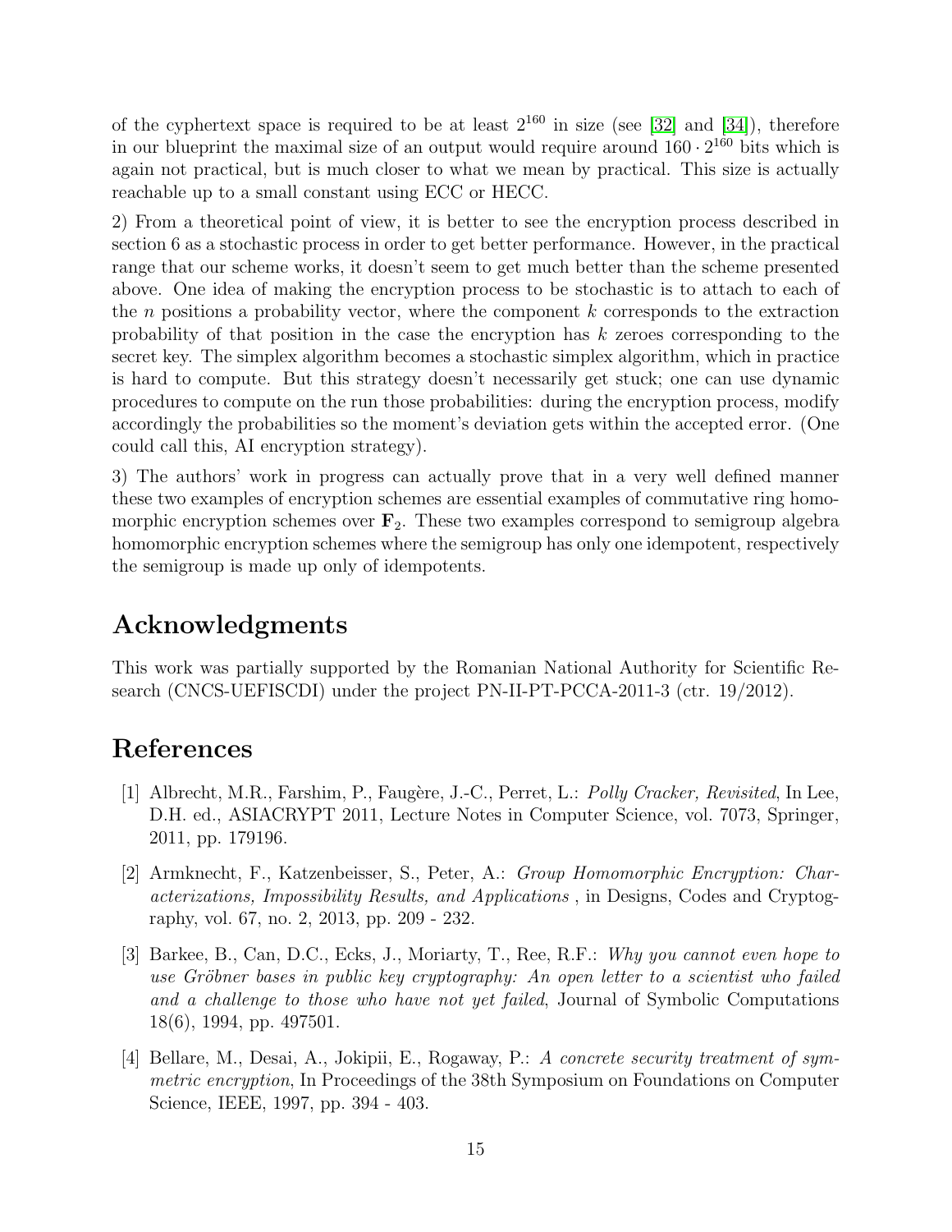of the cyphertext space is required to be at least $2^{160}$ in size (see [32] and [34]), therefore in our blueprint the maximal size of an output would require around $160 \cdot 2^{160}$ bits which is again not practical, but is much closer to what we mean by practical. This size is actually reachable up to a small constant using ECC or HECC.

2) From a theoretical point of view, it is better to see the encryption process described in section 6 as a stochastic process in order to get better performance. However, in the practical range that our scheme works, it doesn't seem to get much better than the scheme presented above. One idea of making the encryption process to be stochastic is to attach to each of the $n$ positions a probability vector, where the component $k$ corresponds to the extraction probability of that position in the case the encryption has $k$ zeroes corresponding to the secret key. The simplex algorithm becomes a stochastic simplex algorithm, which in practice is hard to compute. But this strategy doesn't necessarily get stuck; one can use dynamic procedures to compute on the run those probabilities: during the encryption process, modify accordingly the probabilities so the moment's deviation gets within the accepted error. (One could call this, AI encryption strategy).

3) The authors' work in progress can actually prove that in a very well defined manner these two examples of encryption schemes are essential examples of commutative ring homomorphic encryption schemes over $\mathbf{F}_2$. These two examples correspond to semigroup algebra homomorphic encryption schemes where the semigroup has only one idempotent, respectively the semigroup is made up only of idempotents.

## Acknowledgments

This work was partially supported by the Romanian National Authority for Scientific Research (CNCS-UEFISCDI) under the project PN-II-PT-PCCA-2011-3 (ctr. 19/2012).

## References

[1] Albrecht, M.R., Farshim, P., Faugère, J.-C., Perret, L.: *Polly Cracker, Revisited*, In Lee, D.H. ed., ASIACRYPT 2011, Lecture Notes in Computer Science, vol. 7073, Springer, 2011, pp. 179196.

[2] Armknecht, F., Katzenbeisser, S., Peter, A.: *Group Homomorphic Encryption: Characterizations, Impossibility Results, and Applications* , in Designs, Codes and Cryptography, vol. 67, no. 2, 2013, pp. 209 - 232.

[3] Barkee, B., Can, D.C., Ecks, J., Moriarty, T., Ree, R.F.: *Why you cannot even hope to use Gröbner bases in public key cryptography: An open letter to a scientist who failed and a challenge to those who have not yet failed*, Journal of Symbolic Computations 18(6), 1994, pp. 497501.

[4] Bellare, M., Desai, A., Jokipii, E., Rogaway, P.: *A concrete security treatment of symmetric encryption*, In Proceedings of the 38th Symposium on Foundations on Computer Science, IEEE, 1997, pp. 394 - 403.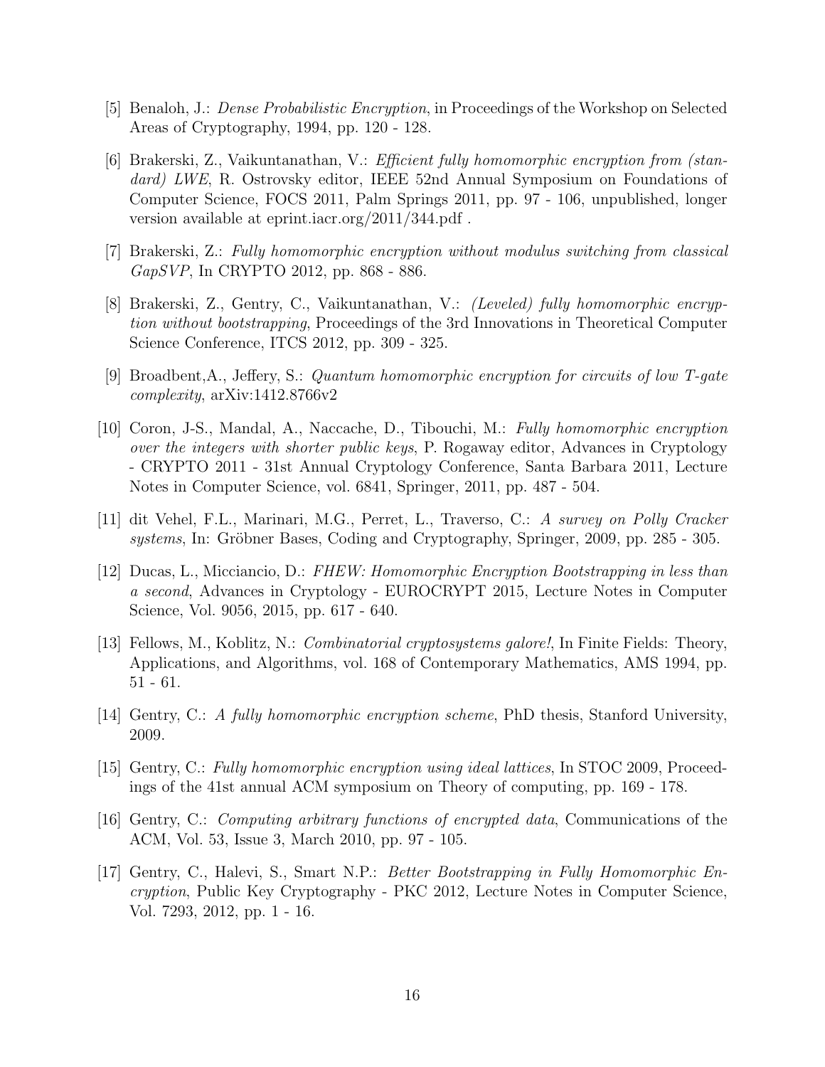[5] Benaloh, J.: *Dense Probabilistic Encryption*, in Proceedings of the Workshop on Selected Areas of Cryptography, 1994, pp. 120 - 128.

[6] Brakerski, Z., Vaikuntanathan, V.: *Efficient fully homomorphic encryption from (standard) LWE*, R. Ostrovsky editor, IEEE 52nd Annual Symposium on Foundations of Computer Science, FOCS 2011, Palm Springs 2011, pp. 97 - 106, unpublished, longer version available at eprint.iacr.org/2011/344.pdf .

[7] Brakerski, Z.: *Fully homomorphic encryption without modulus switching from classical GapSVP*, In CRYPTO 2012, pp. 868 - 886.

[8] Brakerski, Z., Gentry, C., Vaikuntanathan, V.: *(Leveled) fully homomorphic encryption without bootstrapping*, Proceedings of the 3rd Innovations in Theoretical Computer Science Conference, ITCS 2012, pp. 309 - 325.

[9] Broadbent,A., Jeffery, S.: *Quantum homomorphic encryption for circuits of low T-gate complexity*, arXiv:1412.8766v2

[10] Coron, J-S., Mandal, A., Naccache, D., Tibouchi, M.: *Fully homomorphic encryption over the integers with shorter public keys*, P. Rogaway editor, Advances in Cryptology - CRYPTO 2011 - 31st Annual Cryptology Conference, Santa Barbara 2011, Lecture Notes in Computer Science, vol. 6841, Springer, 2011, pp. 487 - 504.

[11] dit Vehel, F.L., Marinari, M.G., Perret, L., Traverso, C.: *A survey on Polly Cracker systems*, In: Gröbner Bases, Coding and Cryptography, Springer, 2009, pp. 285 - 305.

[12] Ducas, L., Micciancio, D.: *FHEW: Homomorphic Encryption Bootstrapping in less than a second*, Advances in Cryptology - EUROCRYPT 2015, Lecture Notes in Computer Science, Vol. 9056, 2015, pp. 617 - 640.

[13] Fellows, M., Koblitz, N.: *Combinatorial cryptosystems galore!*, In Finite Fields: Theory, Applications, and Algorithms, vol. 168 of Contemporary Mathematics, AMS 1994, pp. 51 - 61.

[14] Gentry, C.: *A fully homomorphic encryption scheme*, PhD thesis, Stanford University, 2009.

[15] Gentry, C.: *Fully homomorphic encryption using ideal lattices*, In STOC 2009, Proceedings of the 41st annual ACM symposium on Theory of computing, pp. 169 - 178.

[16] Gentry, C.: *Computing arbitrary functions of encrypted data*, Communications of the ACM, Vol. 53, Issue 3, March 2010, pp. 97 - 105.

[17] Gentry, C., Halevi, S., Smart N.P.: *Better Bootstrapping in Fully Homomorphic Encryption*, Public Key Cryptography - PKC 2012, Lecture Notes in Computer Science, Vol. 7293, 2012, pp. 1 - 16.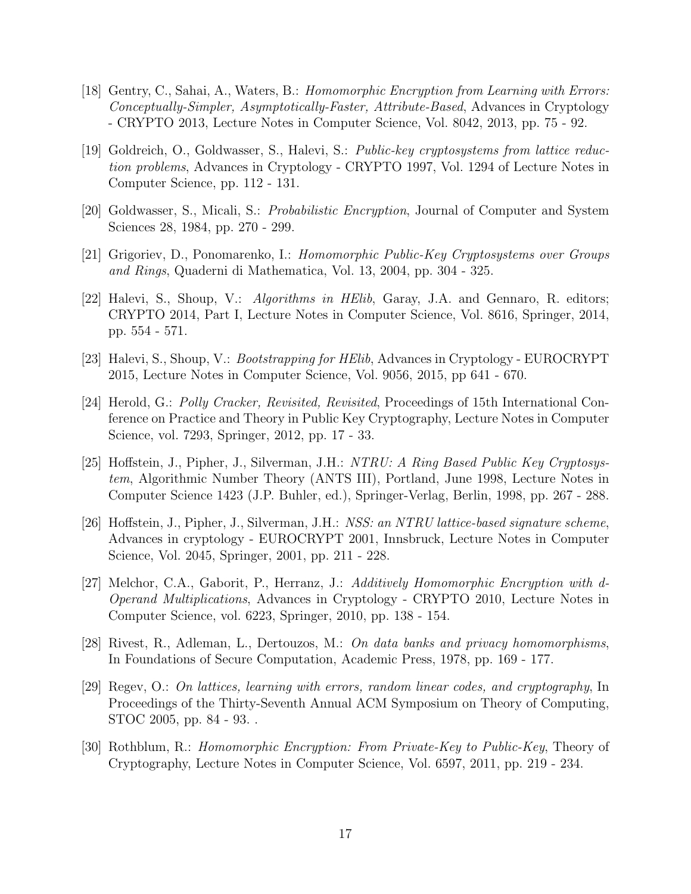[18] Gentry, C., Sahai, A., Waters, B.: *Homomorphic Encryption from Learning with Errors: Conceptually-Simpler, Asymptotically-Faster, Attribute-Based*, Advances in Cryptology - CRYPTO 2013, Lecture Notes in Computer Science, Vol. 8042, 2013, pp. 75 - 92.

[19] Goldreich, O., Goldwasser, S., Halevi, S.: *Public-key cryptosystems from lattice reduction problems*, Advances in Cryptology - CRYPTO 1997, Vol. 1294 of Lecture Notes in Computer Science, pp. 112 - 131.

[20] Goldwasser, S., Micali, S.: *Probabilistic Encryption*, Journal of Computer and System Sciences 28, 1984, pp. 270 - 299.

[21] Grigoriev, D., Ponomarenko, I.: *Homomorphic Public-Key Cryptosystems over Groups and Rings*, Quaderni di Mathematica, Vol. 13, 2004, pp. 304 - 325.

[22] Halevi, S., Shoup, V.: *Algorithms in HElib*, Garay, J.A. and Gennaro, R. editors; CRYPTO 2014, Part I, Lecture Notes in Computer Science, Vol. 8616, Springer, 2014, pp. 554 - 571.

[23] Halevi, S., Shoup, V.: *Bootstrapping for HElib*, Advances in Cryptology - EUROCRYPT 2015, Lecture Notes in Computer Science, Vol. 9056, 2015, pp 641 - 670.

[24] Herold, G.: *Polly Cracker, Revisited, Revisited*, Proceedings of 15th International Conference on Practice and Theory in Public Key Cryptography, Lecture Notes in Computer Science, vol. 7293, Springer, 2012, pp. 17 - 33.

[25] Hoffstein, J., Pipher, J., Silverman, J.H.: *NTRU: A Ring Based Public Key Cryptosystem*, Algorithmic Number Theory (ANTS III), Portland, June 1998, Lecture Notes in Computer Science 1423 (J.P. Buhler, ed.), Springer-Verlag, Berlin, 1998, pp. 267 - 288.

[26] Hoffstein, J., Pipher, J., Silverman, J.H.: *NSS: an NTRU lattice-based signature scheme*, Advances in cryptology - EUROCRYPT 2001, Innsbruck, Lecture Notes in Computer Science, Vol. 2045, Springer, 2001, pp. 211 - 228.

[27] Melchor, C.A., Gaborit, P., Herranz, J.: *Additively Homomorphic Encryption with d-Operand Multiplications*, Advances in Cryptology - CRYPTO 2010, Lecture Notes in Computer Science, vol. 6223, Springer, 2010, pp. 138 - 154.

[28] Rivest, R., Adleman, L., Dertouzos, M.: *On data banks and privacy homomorphisms*, In Foundations of Secure Computation, Academic Press, 1978, pp. 169 - 177.

[29] Regev, O.: *On lattices, learning with errors, random linear codes, and cryptography*, In Proceedings of the Thirty-Seventh Annual ACM Symposium on Theory of Computing, STOC 2005, pp. 84 - 93. .

[30] Rothblum, R.: *Homomorphic Encryption: From Private-Key to Public-Key*, Theory of Cryptography, Lecture Notes in Computer Science, Vol. 6597, 2011, pp. 219 - 234.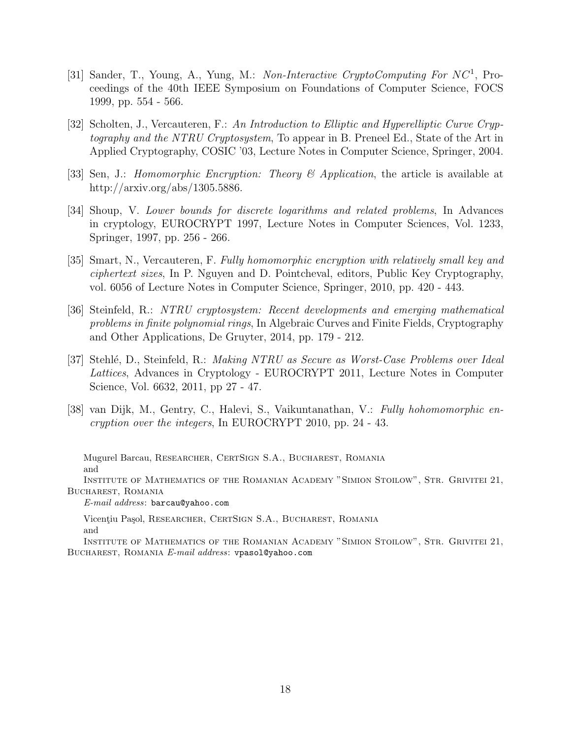[31] Sander, T., Young, A., Yung, M.: *Non-Interactive CryptoComputing For $NC^1$*, Proceedings of the 40th IEEE Symposium on Foundations of Computer Science, FOCS 1999, pp. 554 - 566.

[32] Scholten, J., Vercauteren, F.: *An Introduction to Elliptic and Hyperelliptic Curve Cryptography and the NTRU Cryptosystem*, To appear in B. Preneel Ed., State of the Art in Applied Cryptography, COSIC '03, Lecture Notes in Computer Science, Springer, 2004.

[33] Sen, J.: *Homomorphic Encryption: Theory & Application*, the article is available at http://arxiv.org/abs/1305.5886.

[34] Shoup, V. *Lower bounds for discrete logarithms and related problems*, In Advances in cryptology, EUROCRYPT 1997, Lecture Notes in Computer Sciences, Vol. 1233, Springer, 1997, pp. 256 - 266.

[35] Smart, N., Vercauteren, F. *Fully homomorphic encryption with relatively small key and ciphertext sizes*, In P. Nguyen and D. Pointcheval, editors, Public Key Cryptography, vol. 6056 of Lecture Notes in Computer Science, Springer, 2010, pp. 420 - 443.

[36] Steinfeld, R.: *NTRU cryptosystem: Recent developments and emerging mathematical problems in finite polynomial rings*, In Algebraic Curves and Finite Fields, Cryptography and Other Applications, De Gruyter, 2014, pp. 179 - 212.

[37] Stehlé, D., Steinfeld, R.: *Making NTRU as Secure as Worst-Case Problems over Ideal Lattices*, Advances in Cryptology - EUROCRYPT 2011, Lecture Notes in Computer Science, Vol. 6632, 2011, pp 27 - 47.

[38] van Dijk, M., Gentry, C., Halevi, S., Vaikuntanathan, V.: *Fully hohomomorphic encryption over the integers*, In EUROCRYPT 2010, pp. 24 - 43.

Mugurel Barcau, Researcher, CertSign S.A., Bucharest, Romania
and
Institute of Mathematics of the Romanian Academy "Simion Stoilow", Str. Grivitei 21, Bucharest, Romania
*E-mail address*: barcau@yahoo.com

Vicenţiu Paşol, Researcher, CertSign S.A., Bucharest, Romania
and
Institute of Mathematics of the Romanian Academy "Simion Stoilow", Str. Grivitei 21, Bucharest, Romania *E-mail address*: vpasol@yahoo.com